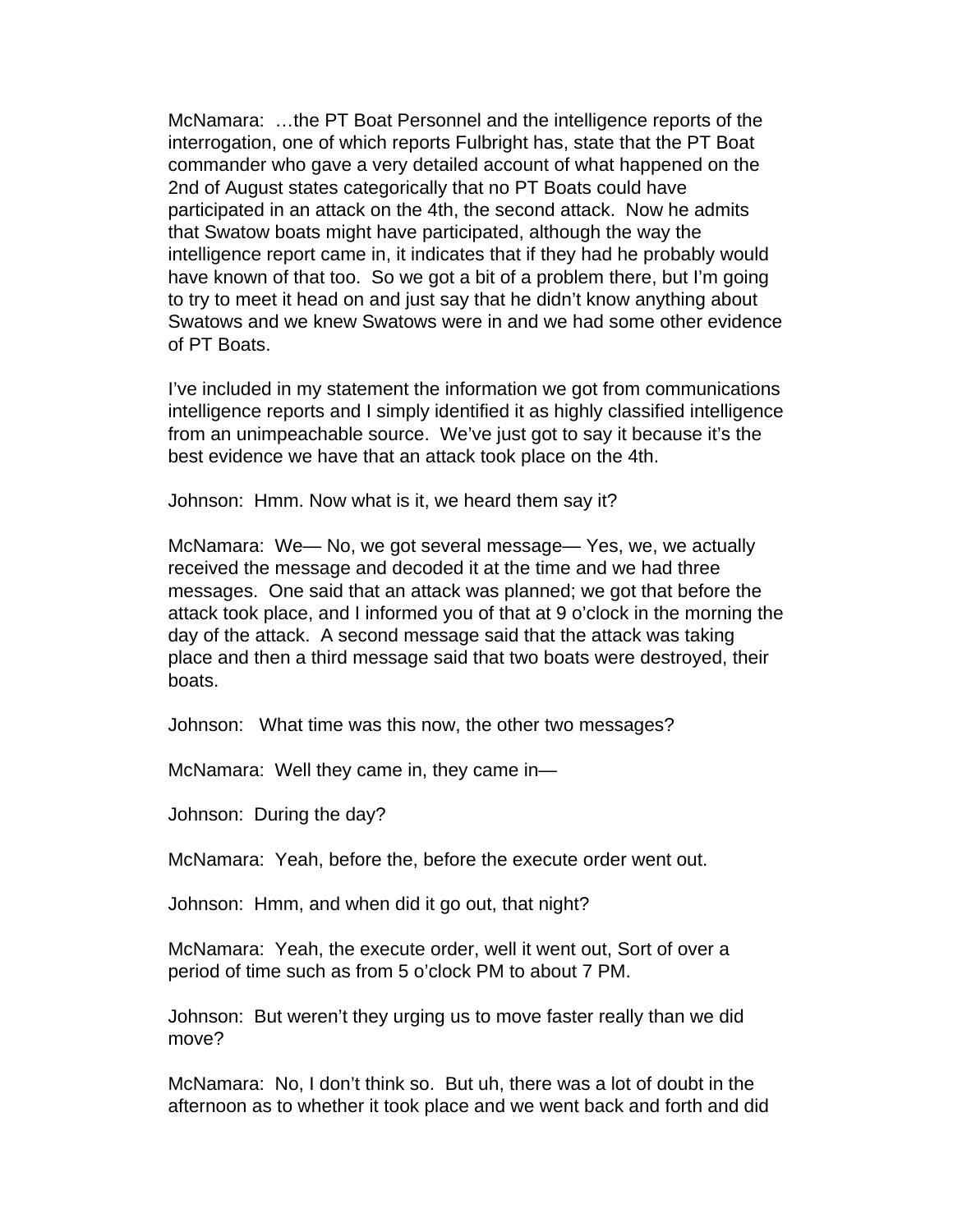McNamara: …the PT Boat Personnel and the intelligence reports of the interrogation, one of which reports Fulbright has, state that the PT Boat commander who gave a very detailed account of what happened on the 2nd of August states categorically that no PT Boats could have participated in an attack on the 4th, the second attack. Now he admits that Swatow boats might have participated, although the way the intelligence report came in, it indicates that if they had he probably would have known of that too. So we got a bit of a problem there, but I'm going to try to meet it head on and just say that he didn't know anything about Swatows and we knew Swatows were in and we had some other evidence of PT Boats.

I've included in my statement the information we got from communications intelligence reports and I simply identified it as highly classified intelligence from an unimpeachable source. We've just got to say it because it's the best evidence we have that an attack took place on the 4th.

Johnson: Hmm. Now what is it, we heard them say it?

McNamara: We— No, we got several message— Yes, we, we actually received the message and decoded it at the time and we had three messages. One said that an attack was planned; we got that before the attack took place, and I informed you of that at 9 o'clock in the morning the day of the attack. A second message said that the attack was taking place and then a third message said that two boats were destroyed, their boats.

Johnson: What time was this now, the other two messages?

McNamara: Well they came in, they came in—

Johnson: During the day?

McNamara: Yeah, before the, before the execute order went out.

Johnson: Hmm, and when did it go out, that night?

McNamara: Yeah, the execute order, well it went out, Sort of over a period of time such as from 5 o'clock PM to about 7 PM.

Johnson: But weren't they urging us to move faster really than we did move?

McNamara: No, I don't think so. But uh, there was a lot of doubt in the afternoon as to whether it took place and we went back and forth and did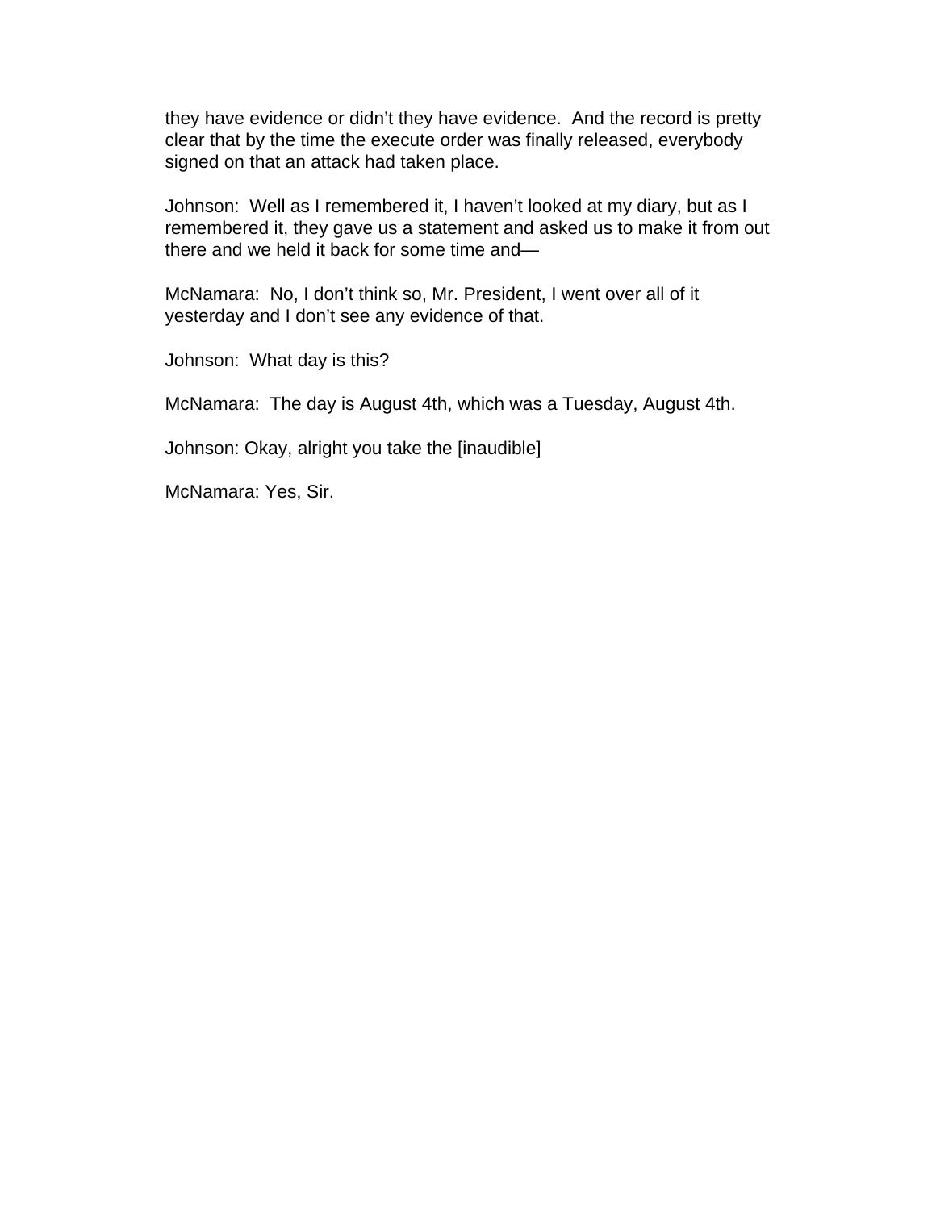they have evidence or didn't they have evidence. And the record is pretty clear that by the time the execute order was finally released, everybody signed on that an attack had taken place.

Johnson: Well as I remembered it, I haven't looked at my diary, but as I remembered it, they gave us a statement and asked us to make it from out there and we held it back for some time and—

McNamara: No, I don't think so, Mr. President, I went over all of it yesterday and I don't see any evidence of that.

Johnson: What day is this?

McNamara: The day is August 4th, which was a Tuesday, August 4th.

Johnson: Okay, alright you take the [inaudible]

McNamara: Yes, Sir.